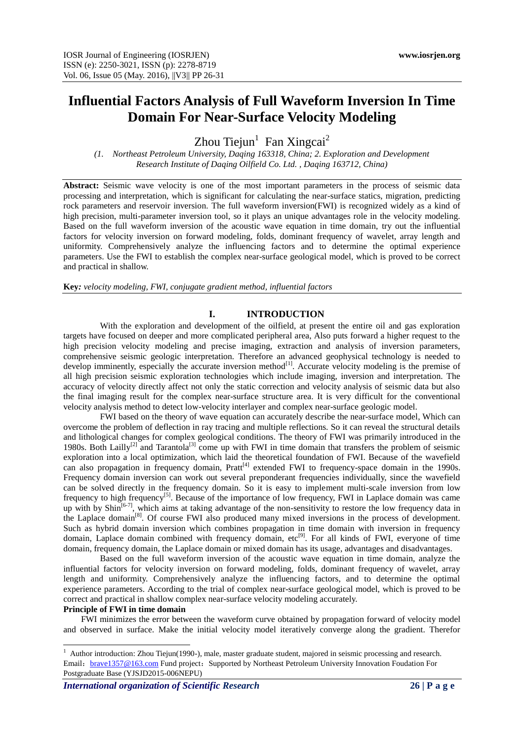# Influential Factors Analysis of Full Waveform Inversion In Time Domain For Near-Surface Velocity Modeling

Zhou Tiejun[1] Fan Xingcai[2]

*(1. Northeast Petroleum University, Daqing 163318, China; 2. Exploration and Development Research Institute of Daqing Oilfield Co. Ltd. , Daqing 163712, China)*

**Abstract:** Seismic wave velocity is one of the most important parameters in the process of seismic data processing and interpretation, which is significant for calculating the near-surface statics, migration, predicting rock parameters and reservoir inversion. The full waveform inversion(FWI) is recognized widely as a kind of high precision, multi-parameter inversion tool, so it plays an unique advantages role in the velocity modeling. Based on the full waveform inversion of the acoustic wave equation in time domain, try out the influential factors for velocity inversion on forward modeling, folds, dominant frequency of wavelet, array length and uniformity. Comprehensively analyze the influencing factors and to determine the optimal experience parameters. Use the FWI to establish the complex near-surface geological model, which is proved to be correct and practical in shallow.

**Key***: velocity modeling, FWI, conjugate gradient method, influential factors*

## I. INTRODUCTION

With the exploration and development of the oilfield, at present the entire oil and gas exploration targets have focused on deeper and more complicated peripheral area, Also puts forward a higher request to the high precision velocity modeling and precise imaging, extraction and analysis of inversion parameters, comprehensive seismic geologic interpretation. Therefore an advanced geophysical technology is needed to develop imminently, especially the accurate inversion method[1]. Accurate velocity modeling is the premise of all high precision seismic exploration technologies which include imaging, inversion and interpretation. The accuracy of velocity directly affect not only the static correction and velocity analysis of seismic data but also the final imaging result for the complex near-surface structure area. It is very difficult for the conventional velocity analysis method to detect low-velocity interlayer and complex near-surface geologic model.

FWI based on the theory of wave equation can accurately describe the near-surface model, Which can overcome the problem of deflection in ray tracing and multiple reflections. So it can reveal the structural details and lithological changes for complex geological conditions. The theory of FWI was primarily introduced in the 1980s. Both Lailly[2] and Tarantola[3] come up with FWI in time domain that transfers the problem of seismic exploration into a local optimization, which laid the theoretical foundation of FWI. Because of the wavefield can also propagation in frequency domain, Pratt[4] extended FWI to frequency-space domain in the 1990s. Frequency domain inversion can work out several preponderant frequencies individually, since the wavefield can be solved directly in the frequency domain. So it is easy to implement multi-scale inversion from low frequency to high frequency[5]. Because of the importance of low frequency, FWI in Laplace domain was came up with by Shin[6-7], which aims at taking advantage of the non-sensitivity to restore the low frequency data in the Laplace domain[8]. Of course FWI also produced many mixed inversions in the process of development. Such as hybrid domain inversion which combines propagation in time domain with inversion in frequency domain, Laplace domain combined with frequency domain, etc[9]. For all kinds of FWI, everyone of time domain, frequency domain, the Laplace domain or mixed domain has its usage, advantages and disadvantages.

Based on the full waveform inversion of the acoustic wave equation in time domain, analyze the influential factors for velocity inversion on forward modeling, folds, dominant frequency of wavelet, array length and uniformity. Comprehensively analyze the influencing factors, and to determine the optimal experience parameters. According to the trial of complex near-surface geological model, which is proved to be correct and practical in shallow complex near-surface velocity modeling accurately.

**Principle of FWI in time domain**

FWI minimizes the error between the waveform curve obtained by propagation forward of velocity model and observed in surface. Make the initial velocity model iteratively converge along the gradient. Therefor

---

[1] Author introduction: Zhou Tiejun(1990-), male, master graduate student, majored in seismic processing and research. Email：brave1357@163.com Fund project：Supported by Northeast Petroleum University Innovation Foudation For Postgraduate Base (YJSJD2015-006NEPU)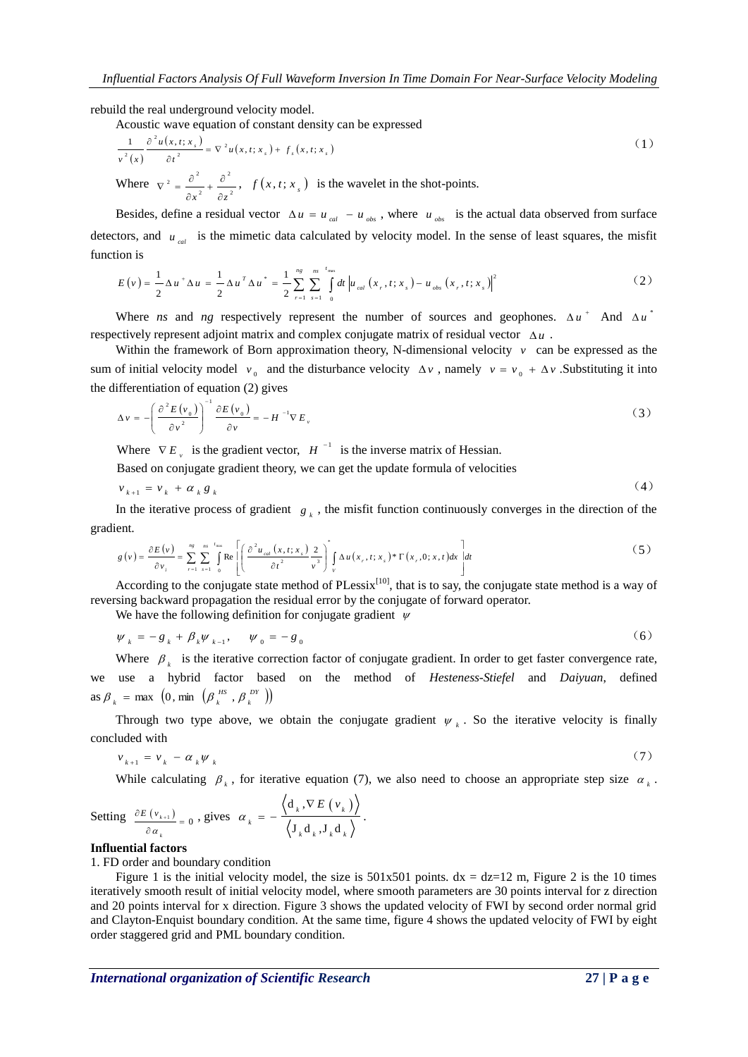rebuild the real underground velocity model.

Acoustic wave equation of constant density can be expressed

$$\frac{1}{v^2(x)}\frac{\partial^2 u(x,t;x_s)}{\partial t^2} = \nabla^2 u(x,t;x_s) + f_s(x,t;x_s) \tag{1}$$

Where $\nabla^2 = \frac{\partial^2}{\partial x^2} + \frac{\partial^2}{\partial z^2}$, $f(x,t;x_s)$ is the wavelet in the shot-points.

Besides, define a residual vector $\Delta u = u_{cal} - u_{obs}$, where $u_{obs}$ is the actual data observed from surface detectors, and $u_{cal}$ is the mimetic data calculated by velocity model. In the sense of least squares, the misfit function is

$$E(v) = \frac{1}{2}\Delta u^{+}\Delta u = \frac{1}{2}\Delta u^{T}\Delta u^{*} = \frac{1}{2}\sum_{r=1}^{ng}\sum_{s=1}^{ns}\int_{0}^{t_{max}} dt\left|u_{cal}(x_r,t;x_s) - u_{obs}(x_r,t;x_s)\right|^2 \tag{2}$$

Where *ns* and *ng* respectively represent the number of sources and geophones. $\Delta u^{+}$ And $\Delta u^{*}$ respectively represent adjoint matrix and complex conjugate matrix of residual vector $\Delta u$.

Within the framework of Born approximation theory, N-dimensional velocity $v$ can be expressed as the sum of initial velocity model $v_0$ and the disturbance velocity $\Delta v$, namely $v = v_0 + \Delta v$ .Substituting it into the differentiation of equation (2) gives

$$\Delta v = -\left(\frac{\partial^2 E(v_0)}{\partial v^2}\right)^{-1}\frac{\partial E(v_0)}{\partial v} = -H^{-1}\nabla E_v \tag{3}$$

Where $\nabla E_v$ is the gradient vector, $H^{-1}$ is the inverse matrix of Hessian.

Based on conjugate gradient theory, we can get the update formula of velocities

$$v_{k+1} = v_k + \alpha_k g_k \tag{4}$$

In the iterative process of gradient $g_k$, the misfit function continuously converges in the direction of the gradient.

$$g(v) = \frac{\partial E(v)}{\partial v_i} = \sum_{r=1}^{ng}\sum_{s=1}^{ns}\int_{0}^{t_{max}} \mathrm{Re}\left[\left(\frac{\partial^2 u_{cal}(x,t;x_s)}{\partial t^2}\frac{2}{v^3}\right)^{*}\int_{V}\Delta u(x_r,t;x_s) * \Gamma(x_r,0;x,t)dx\right]dt \tag{5}$$

According to the conjugate state method of PLessix[10], that is to say, the conjugate state method is a way of reversing backward propagation the residual error by the conjugate of forward operator.

We have the following definition for conjugate gradient $\psi$

$$\psi_k = -g_k + \beta_k\psi_{k-1}, \quad \psi_0 = -g_0 \tag{6}$$

Where $\beta_k$ is the iterative correction factor of conjugate gradient. In order to get faster convergence rate, we use a hybrid factor based on the method of *Hesteness-Stiefel* and *Daiyuan*, defined as $\beta_k = \max\left(0, \min\left(\beta_k^{HS}, \beta_k^{DY}\right)\right)$

Through two type above, we obtain the conjugate gradient $\psi_k$. So the iterative velocity is finally concluded with

$$v_{k+1} = v_k - \alpha_k\psi_k \tag{7}$$

While calculating $\beta_k$, for iterative equation (7), we also need to choose an appropriate step size $\alpha_k$.

Setting $\frac{\partial E(v_{k+1})}{\partial \alpha_k} = 0$, gives $\alpha_k = -\frac{\left\langle d_k, \nabla E(v_k)\right\rangle}{\left\langle J_k d_k, J_k d_k\right\rangle}$.

**Influential factors**

1. FD order and boundary condition

Figure 1 is the initial velocity model, the size is 501x501 points. dx = dz=12 m, Figure 2 is the 10 times iteratively smooth result of initial velocity model, where smooth parameters are 30 points interval for z direction and 20 points interval for x direction. Figure 3 shows the updated velocity of FWI by second order normal grid and Clayton-Enquist boundary condition. At the same time, figure 4 shows the updated velocity of FWI by eight order staggered grid and PML boundary condition.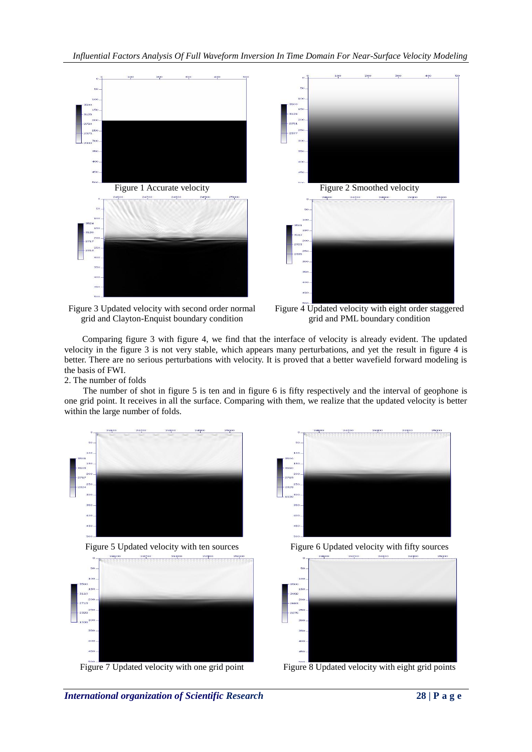Figure 1 Accurate velocity

Figure 2 Smoothed velocity

Figure 3 Updated velocity with second order normal grid and Clayton-Enquist boundary condition

Figure 4 Updated velocity with eight order staggered grid and PML boundary condition

Comparing figure 3 with figure 4, we find that the interface of velocity is already evident. The updated velocity in the figure 3 is not very stable, which appears many perturbations, and yet the result in figure 4 is better. There are no serious perturbations with velocity. It is proved that a better wavefield forward modeling is the basis of FWI.

2. The number of folds

The number of shot in figure 5 is ten and in figure 6 is fifty respectively and the interval of geophone is one grid point. It receives in all the surface. Comparing with them, we realize that the updated velocity is better within the large number of folds.

Figure 5 Updated velocity with ten sources

Figure 6 Updated velocity with fifty sources

Figure 7 Updated velocity with one grid point

Figure 8 Updated velocity with eight grid points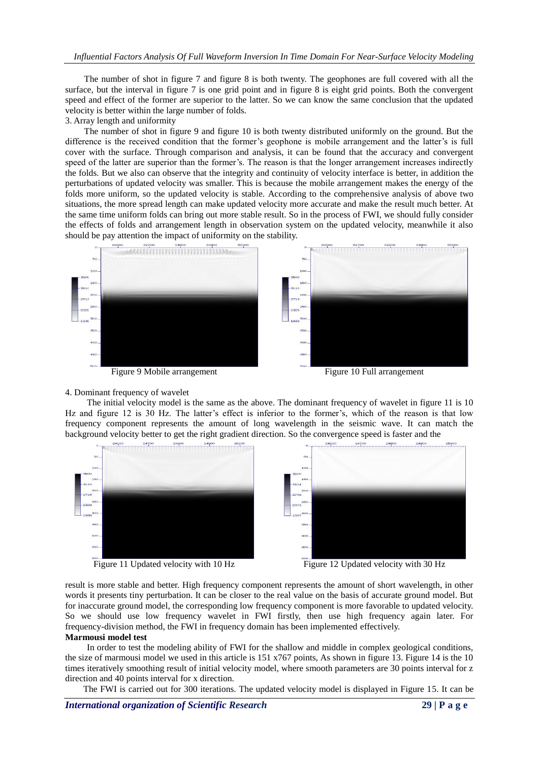The number of shot in figure 7 and figure 8 is both twenty. The geophones are full covered with all the surface, but the interval in figure 7 is one grid point and in figure 8 is eight grid points. Both the convergent speed and effect of the former are superior to the latter. So we can know the same conclusion that the updated velocity is better within the large number of folds.

3. Array length and uniformity

The number of shot in figure 9 and figure 10 is both twenty distributed uniformly on the ground. But the difference is the received condition that the former's geophone is mobile arrangement and the latter's is full cover with the surface. Through comparison and analysis, it can be found that the accuracy and convergent speed of the latter are superior than the former's. The reason is that the longer arrangement increases indirectly the folds. But we also can observe that the integrity and continuity of velocity interface is better, in addition the perturbations of updated velocity was smaller. This is because the mobile arrangement makes the energy of the folds more uniform, so the updated velocity is stable. According to the comprehensive analysis of above two situations, the more spread length can make updated velocity more accurate and make the result much better. At the same time uniform folds can bring out more stable result. So in the process of FWI, we should fully consider the effects of folds and arrangement length in observation system on the updated velocity, meanwhile it also should be pay attention the impact of uniformity on the stability.

Figure 9 Mobile arrangement

Figure 10 Full arrangement

4. Dominant frequency of wavelet

The initial velocity model is the same as the above. The dominant frequency of wavelet in figure 11 is 10 Hz and figure 12 is 30 Hz. The latter's effect is inferior to the former's, which of the reason is that low frequency component represents the amount of long wavelength in the seismic wave. It can match the background velocity better to get the right gradient direction. So the convergence speed is faster and the result is more stable and better. High frequency component represents the amount of short wavelength, in other words it presents tiny perturbation. It can be closer to the real value on the basis of accurate ground model. But for inaccurate ground model, the corresponding low frequency component is more favorable to updated velocity. So we should use low frequency wavelet in FWI firstly, then use high frequency again later. For frequency-division method, the FWI in frequency domain has been implemented effectively.

Figure 11 Updated velocity with 10 Hz

Figure 12 Updated velocity with 30 Hz

**Marmousi model test**

In order to test the modeling ability of FWI for the shallow and middle in complex geological conditions, the size of marmousi model we used in this article is 151 x767 points, As shown in figure 13. Figure 14 is the 10 times iteratively smoothing result of initial velocity model, where smooth parameters are 30 points interval for z direction and 40 points interval for x direction.

The FWI is carried out for 300 iterations. The updated velocity model is displayed in Figure 15. It can be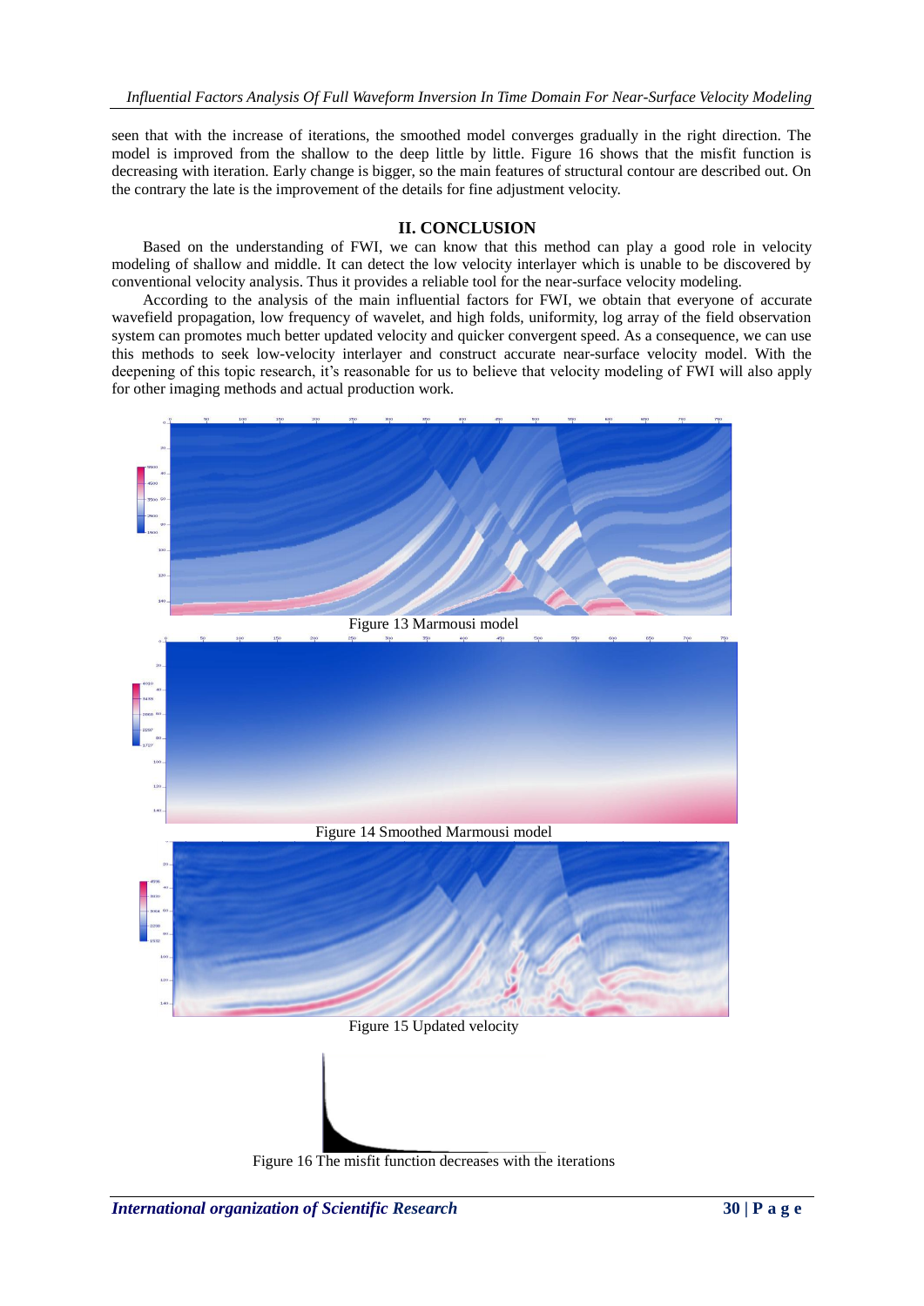seen that with the increase of iterations, the smoothed model converges gradually in the right direction. The model is improved from the shallow to the deep little by little. Figure 16 shows that the misfit function is decreasing with iteration. Early change is bigger, so the main features of structural contour are described out. On the contrary the late is the improvement of the details for fine adjustment velocity.

## II. CONCLUSION

Based on the understanding of FWI, we can know that this method can play a good role in velocity modeling of shallow and middle. It can detect the low velocity interlayer which is unable to be discovered by conventional velocity analysis. Thus it provides a reliable tool for the near-surface velocity modeling.

According to the analysis of the main influential factors for FWI, we obtain that everyone of accurate wavefield propagation, low frequency of wavelet, and high folds, uniformity, log array of the field observation system can promotes much better updated velocity and quicker convergent speed. As a consequence, we can use this methods to seek low-velocity interlayer and construct accurate near-surface velocity model. With the deepening of this topic research, it's reasonable for us to believe that velocity modeling of FWI will also apply for other imaging methods and actual production work.

Figure 13 Marmousi model

Figure 14 Smoothed Marmousi model

Figure 15 Updated velocity

Figure 16 The misfit function decreases with the iterations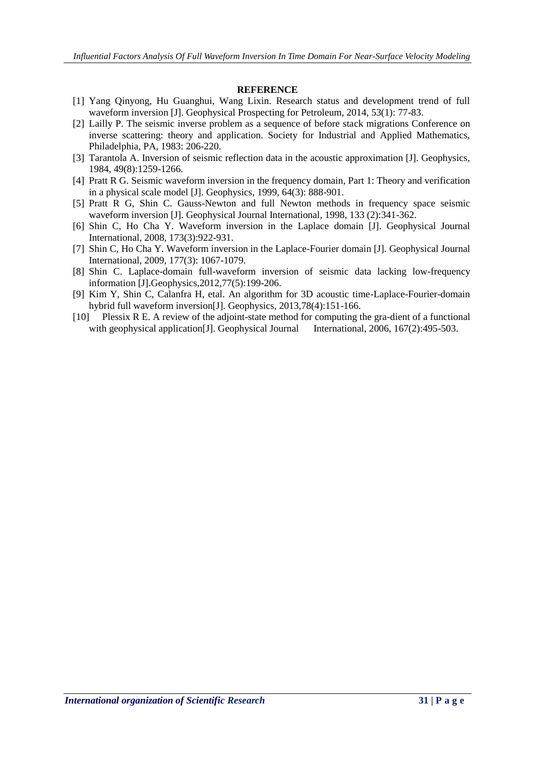## REFERENCE

[1] Yang Qinyong, Hu Guanghui, Wang Lixin. Research status and development trend of full waveform inversion [J]. Geophysical Prospecting for Petroleum, 2014, 53(1): 77-83.

[2] Lailly P. The seismic inverse problem as a sequence of before stack migrations Conference on inverse scattering: theory and application. Society for Industrial and Applied Mathematics, Philadelphia, PA, 1983: 206-220.

[3] Tarantola A. Inversion of seismic reflection data in the acoustic approximation [J]. Geophysics, 1984, 49(8):1259-1266.

[4] Pratt R G. Seismic waveform inversion in the frequency domain, Part 1: Theory and verification in a physical scale model [J]. Geophysics, 1999, 64(3): 888-901.

[5] Pratt R G, Shin C. Gauss-Newton and full Newton methods in frequency space seismic waveform inversion [J]. Geophysical Journal International, 1998, 133 (2):341-362.

[6] Shin C, Ho Cha Y. Waveform inversion in the Laplace domain [J]. Geophysical Journal International, 2008, 173(3):922-931.

[7] Shin C, Ho Cha Y. Waveform inversion in the Laplace-Fourier domain [J]. Geophysical Journal International, 2009, 177(3): 1067-1079.

[8] Shin C. Laplace-domain full-waveform inversion of seismic data lacking low-frequency information [J].Geophysics,2012,77(5):199-206.

[9] Kim Y, Shin C, Calanfra H, etal. An algorithm for 3D acoustic time-Laplace-Fourier-domain hybrid full waveform inversion[J]. Geophysics, 2013,78(4):151-166.

[10] Plessix R E. A review of the adjoint-state method for computing the gra-dient of a functional with geophysical application[J]. Geophysical Journal International, 2006, 167(2):495-503.